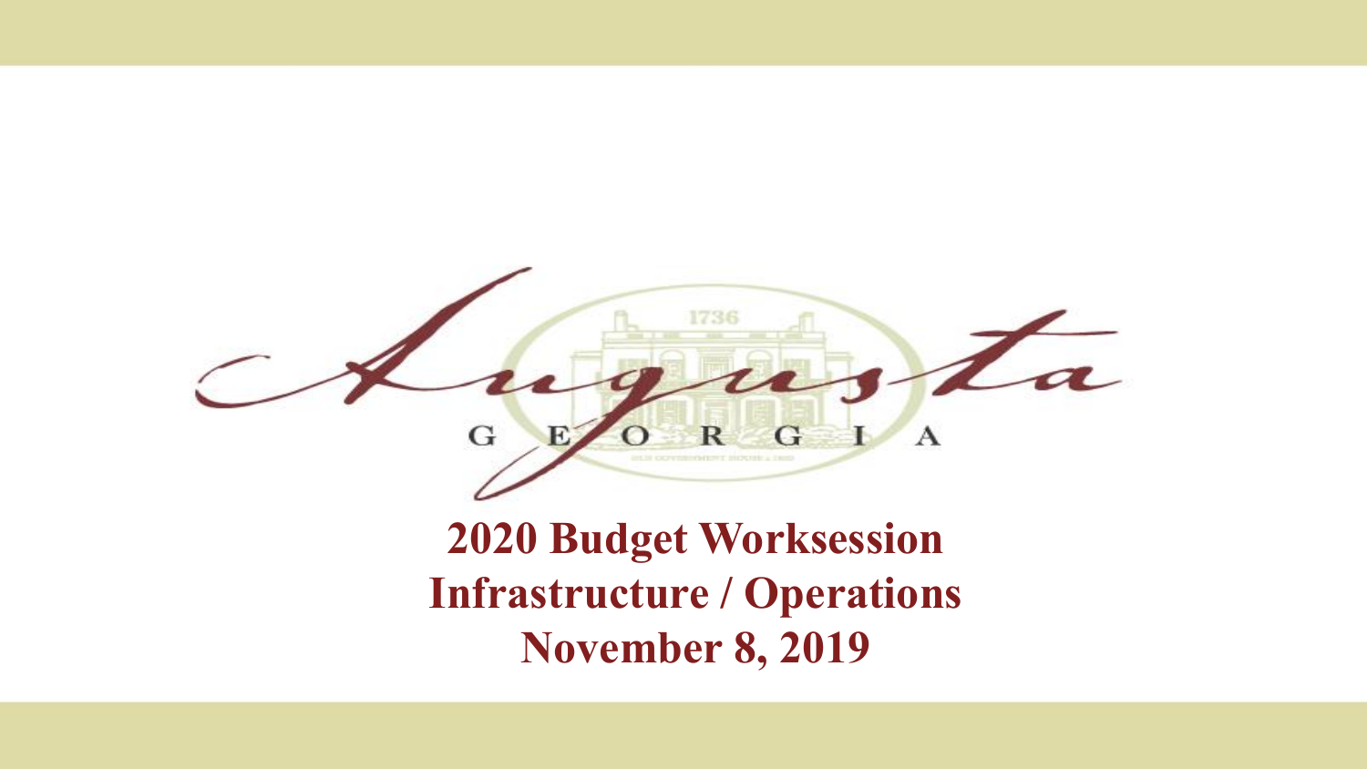Augusta

GEORGIA

# 2020 Budget Worksession
## Infrastructure / Operations
## November 8, 2019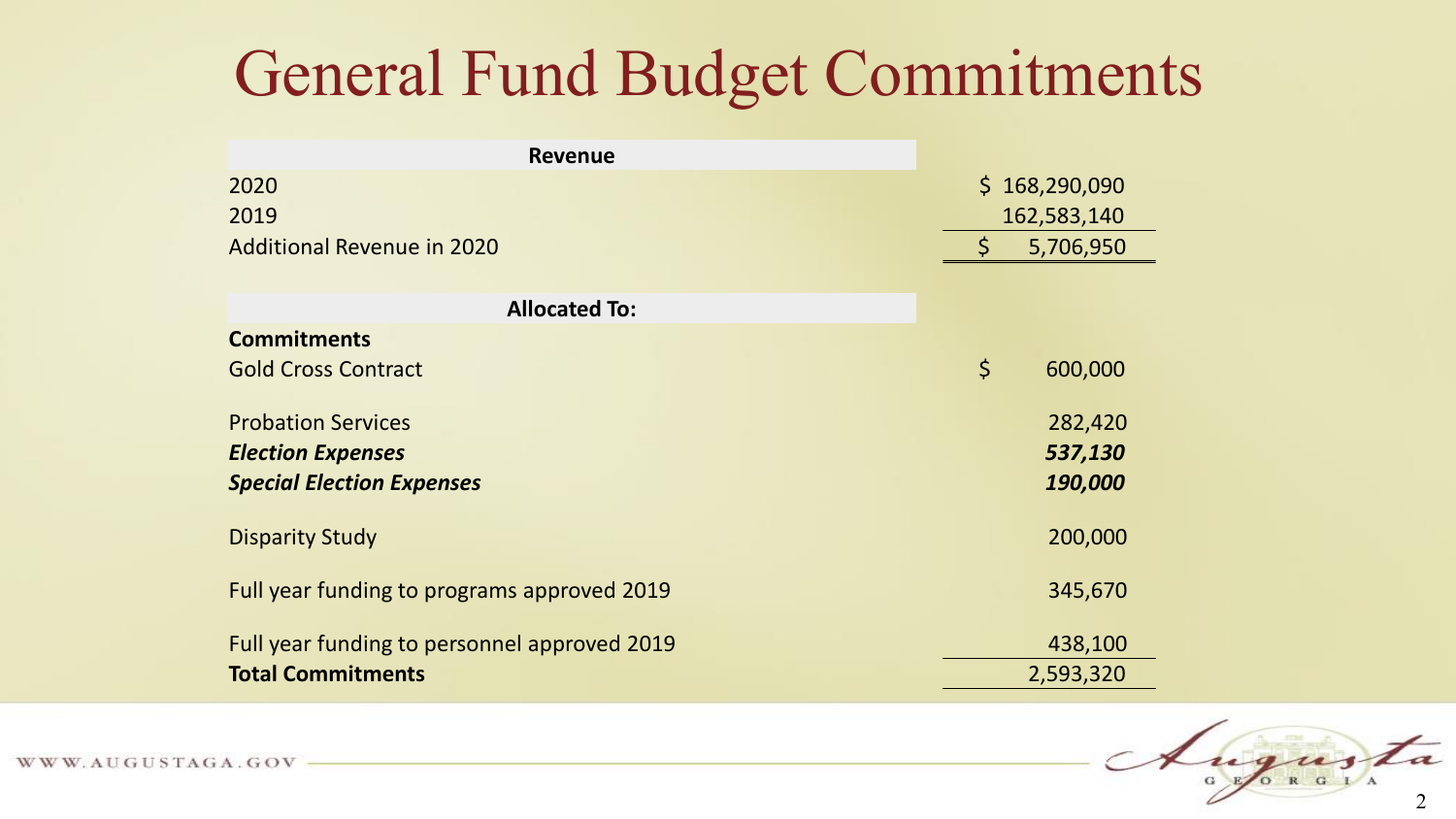# General Fund Budget Commitments

| Revenue | |
|---|---|
| 2020 | $ 168,290,090 |
| 2019 | 162,583,140 |
| Additional Revenue in 2020 | $ 5,706,950 |

| Allocated To: | |
|---|---|
| **Commitments** | |
| Gold Cross Contract | $ 600,000 |
| Probation Services | 282,420 |
| ***Election Expenses*** | ***537,130*** |
| ***Special Election Expenses*** | ***190,000*** |
| Disparity Study | 200,000 |
| Full year funding to programs approved 2019 | 345,670 |
| Full year funding to personnel approved 2019 | 438,100 |
| **Total Commitments** | 2,593,320 |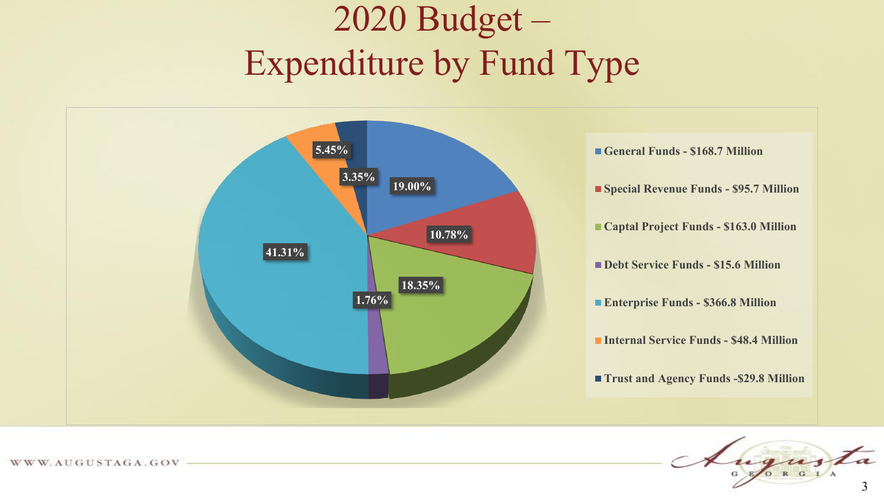# 2020 Budget – Expenditure by Fund Type

| Fund Type | Amount | Percentage |
| --- | --- | --- |
| General Funds | $168.7 Million | 19.00% |
| Special Revenue Funds | $95.7 Million | 10.78% |
| Captal Project Funds | $163.0 Million | 18.35% |
| Debt Service Funds | $15.6 Million | 1.76% |
| Enterprise Funds | $366.8 Million | 41.31% |
| Internal Service Funds | $48.4 Million | 5.45% |
| Trust and Agency Funds | $29.8 Million | 3.35% |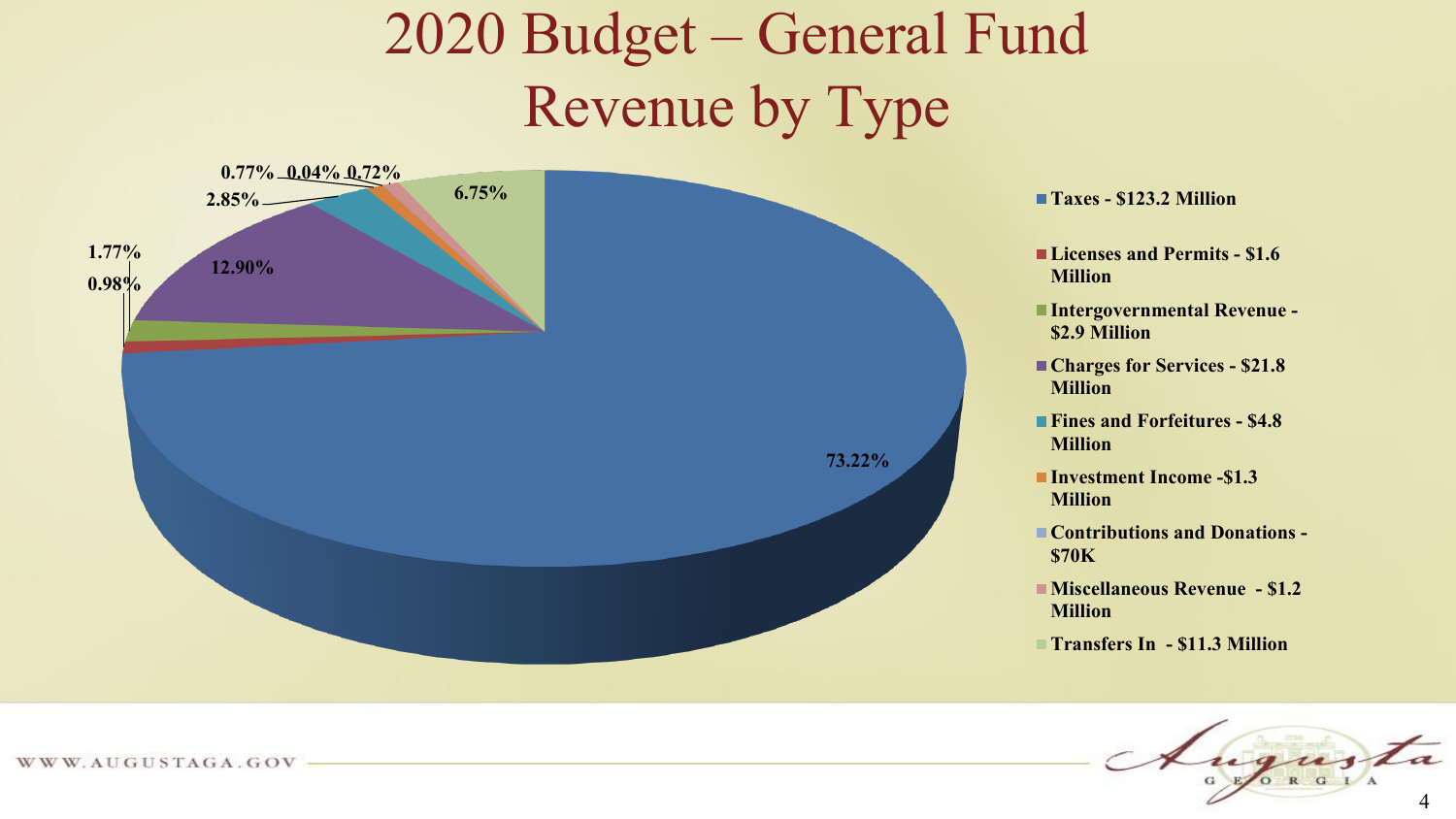# 2020 Budget – General Fund Revenue by Type

- Taxes - $123.2 Million — 73.22%
- Licenses and Permits - $1.6 Million — 0.98%
- Intergovernmental Revenue - $2.9 Million — 1.77%
- Charges for Services - $21.8 Million — 12.90%
- Fines and Forfeitures - $4.8 Million — 2.85%
- Investment Income -$1.3 Million — 0.77%
- Contributions and Donations - $70K — 0.04%
- Miscellaneous Revenue - $1.2 Million — 0.72%
- Transfers In - $11.3 Million — 6.75%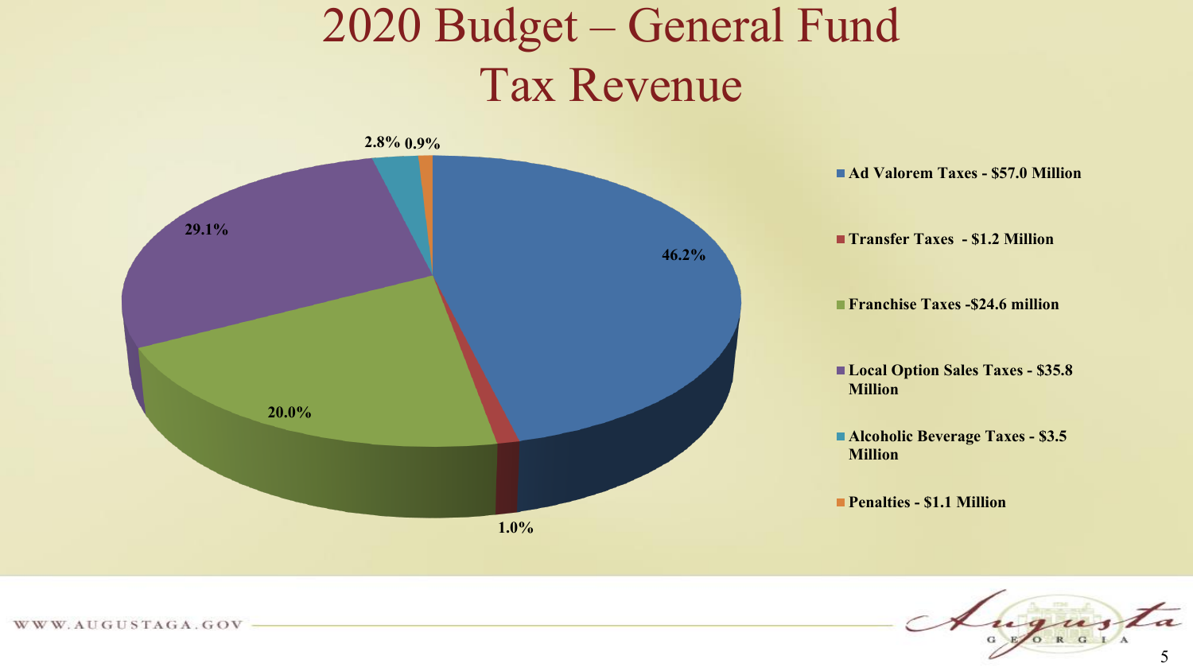# 2020 Budget – General Fund Tax Revenue

- **Ad Valorem Taxes - $57.0 Million** — 46.2%
- **Transfer Taxes - $1.2 Million** — 1.0%
- **Franchise Taxes -$24.6 million** — 20.0%
- **Local Option Sales Taxes - $35.8 Million** — 29.1%
- **Alcoholic Beverage Taxes - $3.5 Million** — 2.8%
- **Penalties - $1.1 Million** — 0.9%

WWW.AUGUSTAGA.GOV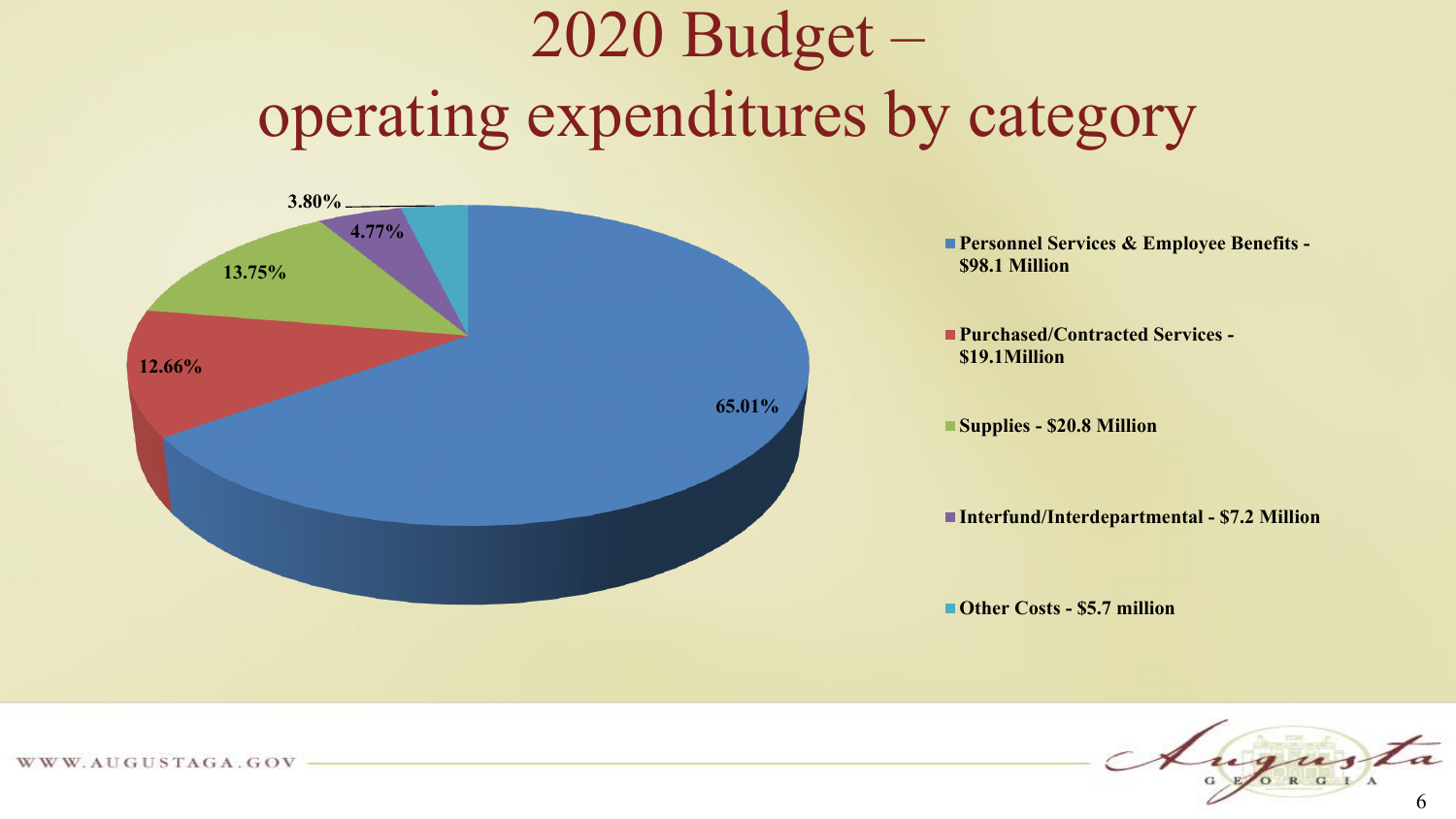# 2020 Budget – operating expenditures by category

| Category | Amount | Percentage |
| --- | --- | --- |
| Personnel Services & Employee Benefits | $98.1 Million | 65.01% |
| Purchased/Contracted Services | $19.1Million | 12.66% |
| Supplies | $20.8 Million | 13.75% |
| Interfund/Interdepartmental | $7.2 Million | 4.77% |
| Other Costs | $5.7 million | 3.80% |

WWW.AUGUSTAGA.GOV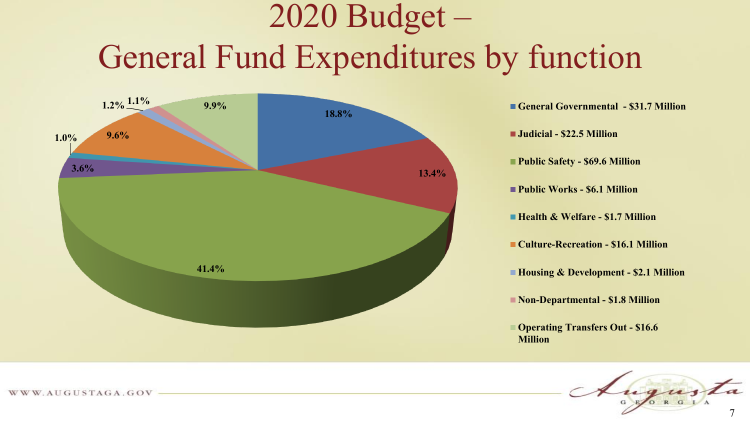# 2020 Budget – General Fund Expenditures by function

| Function | Amount | Percentage |
| --- | --- | --- |
| General Governmental | $31.7 Million | 18.8% |
| Judicial | $22.5 Million | 13.4% |
| Public Safety | $69.6 Million | 41.4% |
| Public Works | $6.1 Million | 3.6% |
| Health & Welfare | $1.7 Million | 1.0% |
| Culture-Recreation | $16.1 Million | 9.6% |
| Housing & Development | $2.1 Million | 1.2% |
| Non-Departmental | $1.8 Million | 1.1% |
| Operating Transfers Out | $16.6 Million | 9.9% |

WWW.AUGUSTAGA.GOV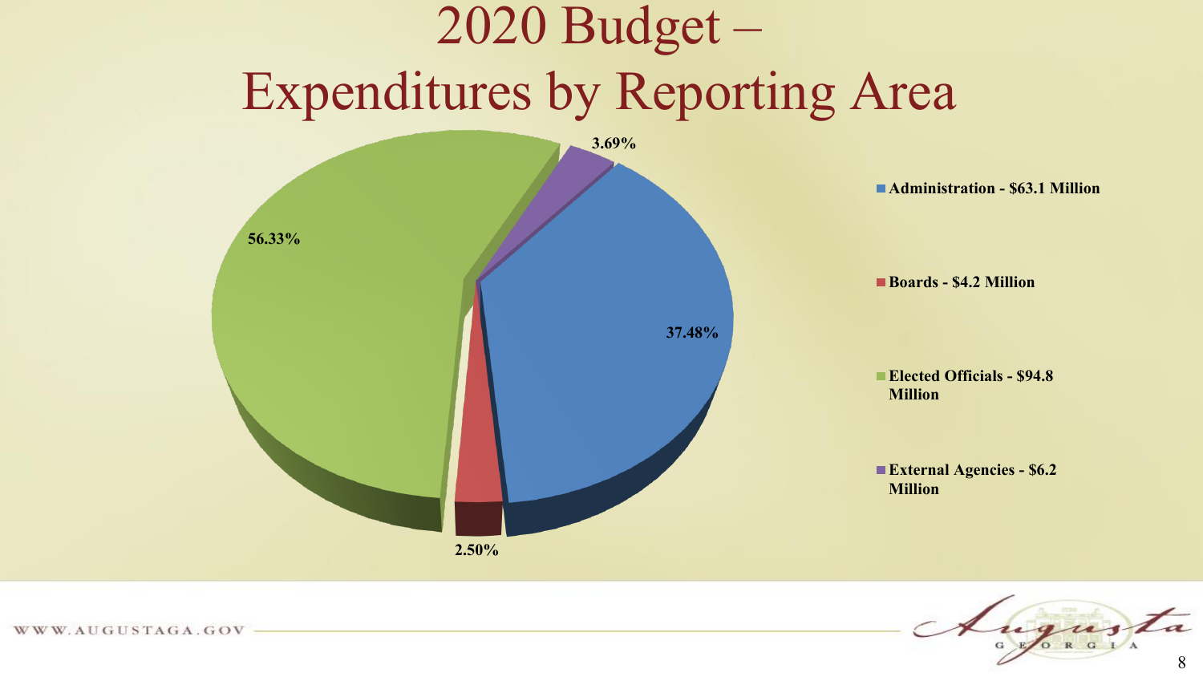# 2020 Budget – Expenditures by Reporting Area

- Administration - $63.1 Million
- Boards - $4.2 Million
- Elected Officials - $94.8 Million
- External Agencies - $6.2 Million

37.48%

2.50%

56.33%

3.69%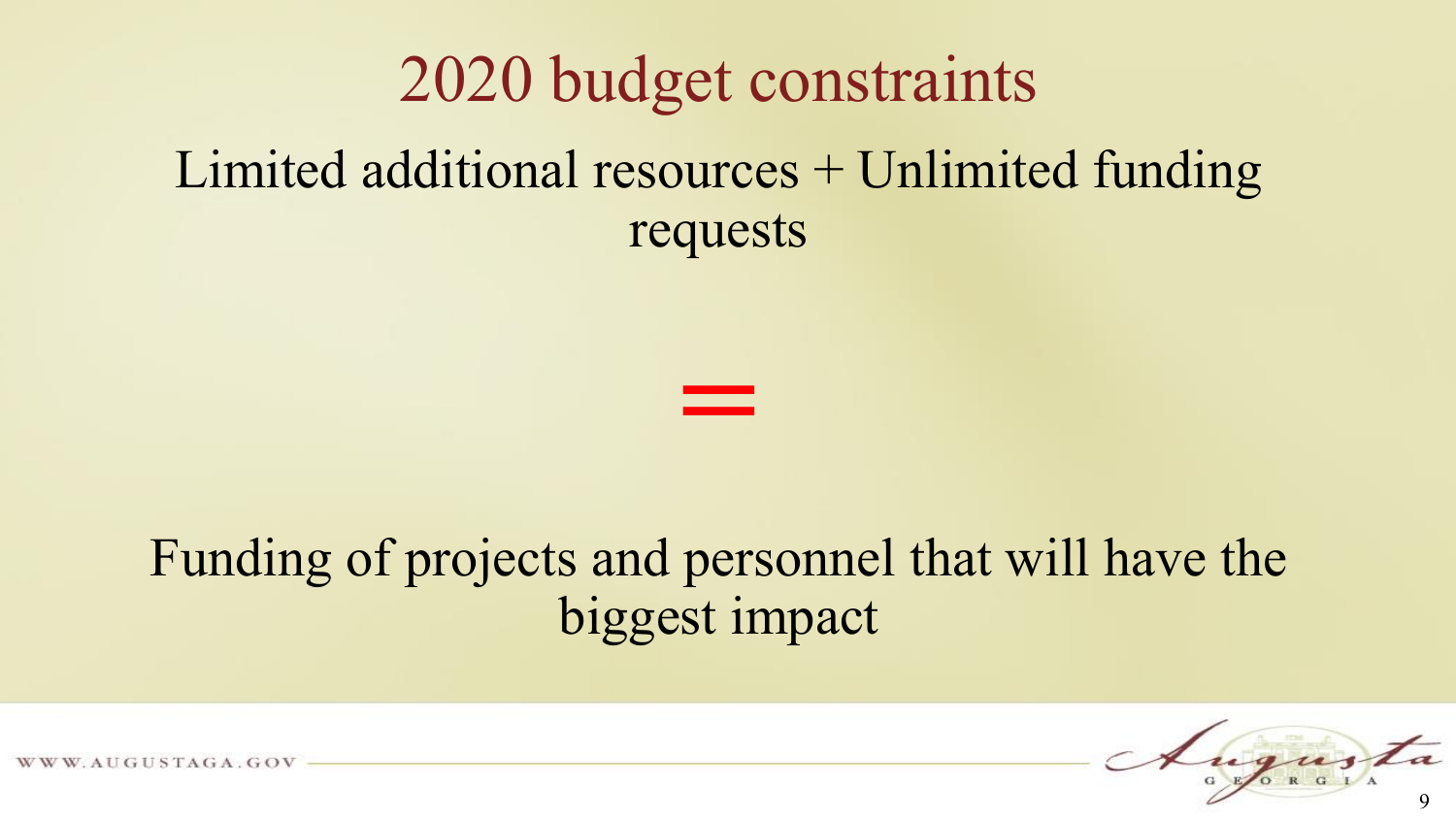# 2020 budget constraints

Limited additional resources + Unlimited funding requests

=

Funding of projects and personnel that will have the biggest impact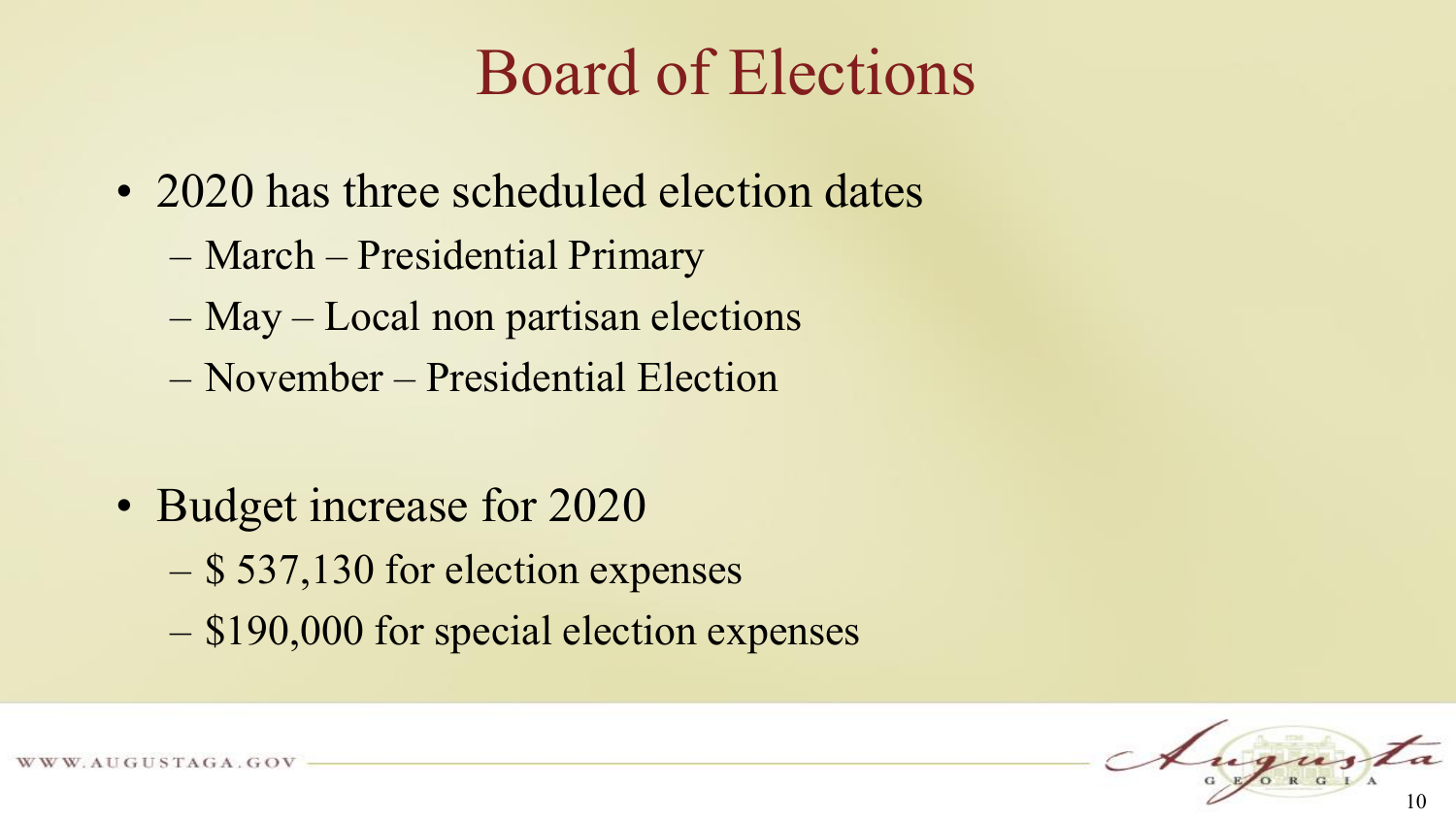# Board of Elections

- 2020 has three scheduled election dates
  - March – Presidential Primary
  - May – Local non partisan elections
  - November – Presidential Election

- Budget increase for 2020
  - $ 537,130 for election expenses
  - $190,000 for special election expenses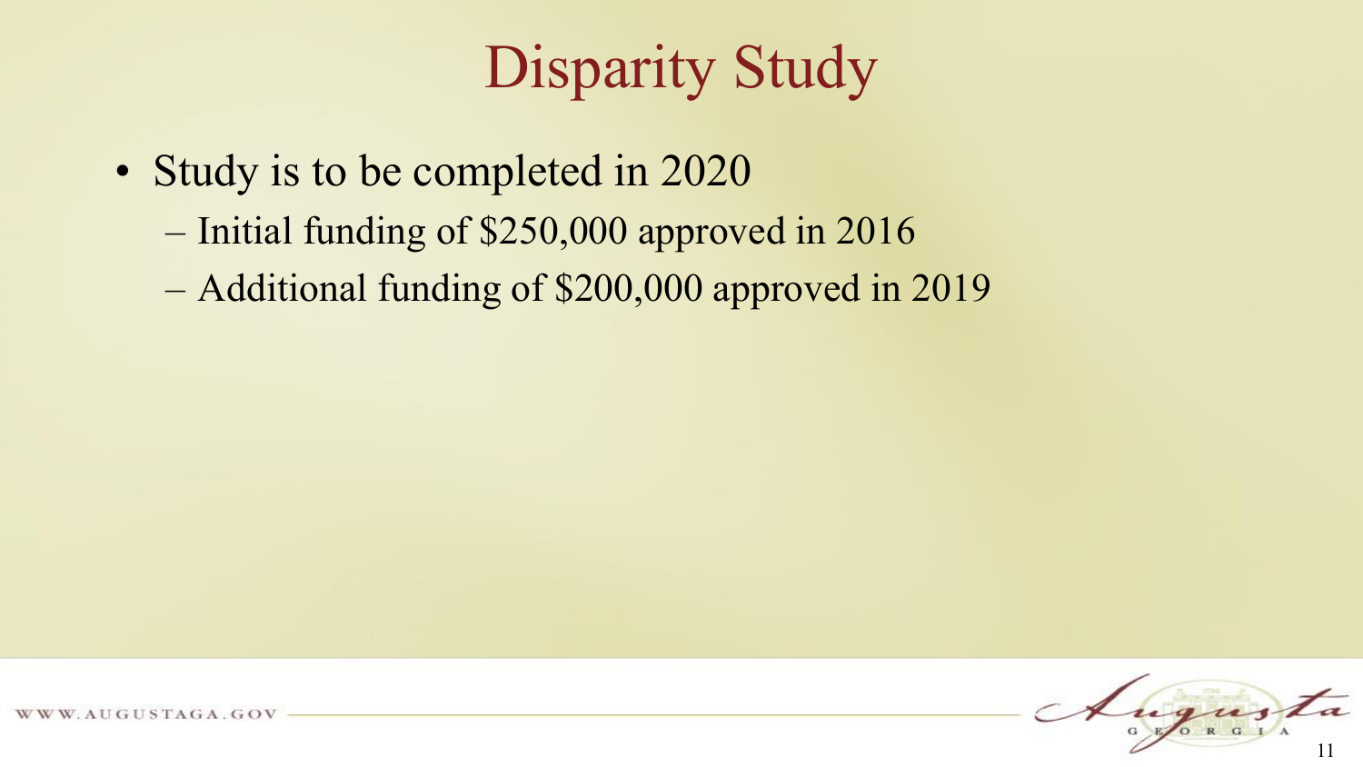# Disparity Study

- Study is to be completed in 2020
  - Initial funding of $250,000 approved in 2016
  - Additional funding of $200,000 approved in 2019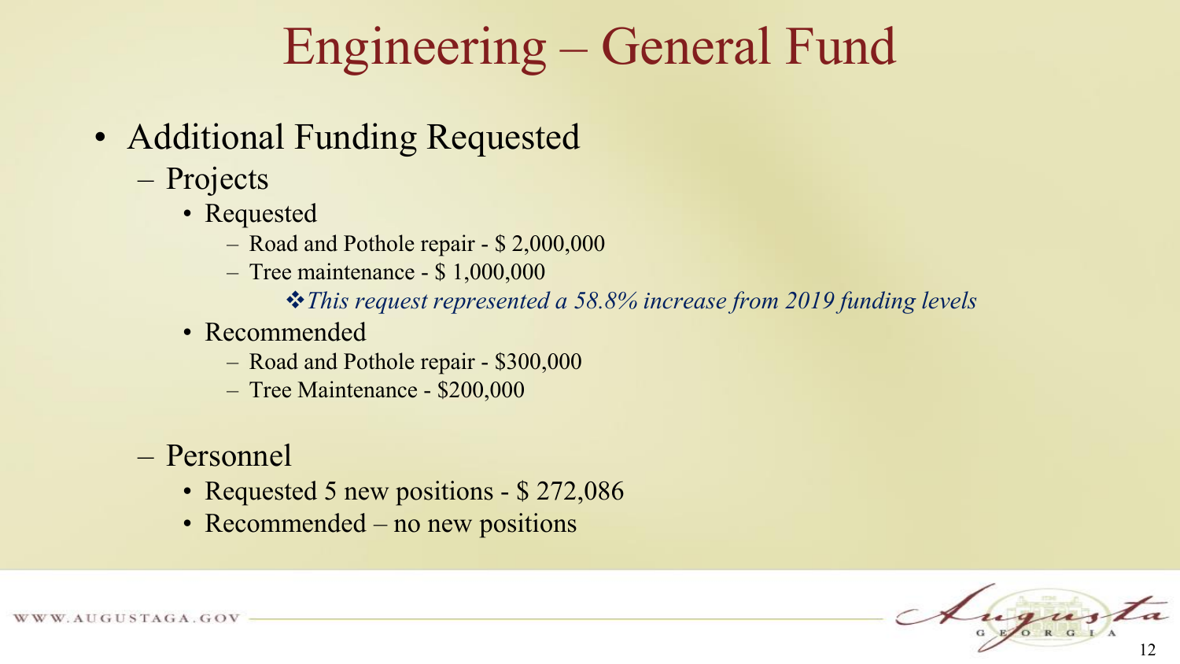# Engineering – General Fund

- Additional Funding Requested
  - Projects
    - Requested
      - Road and Pothole repair - $ 2,000,000
      - Tree maintenance - $ 1,000,000
        - ❖ *This request represented a 58.8% increase from 2019 funding levels*
    - Recommended
      - Road and Pothole repair - $300,000
      - Tree Maintenance - $200,000
  - Personnel
    - Requested 5 new positions - $ 272,086
    - Recommended – no new positions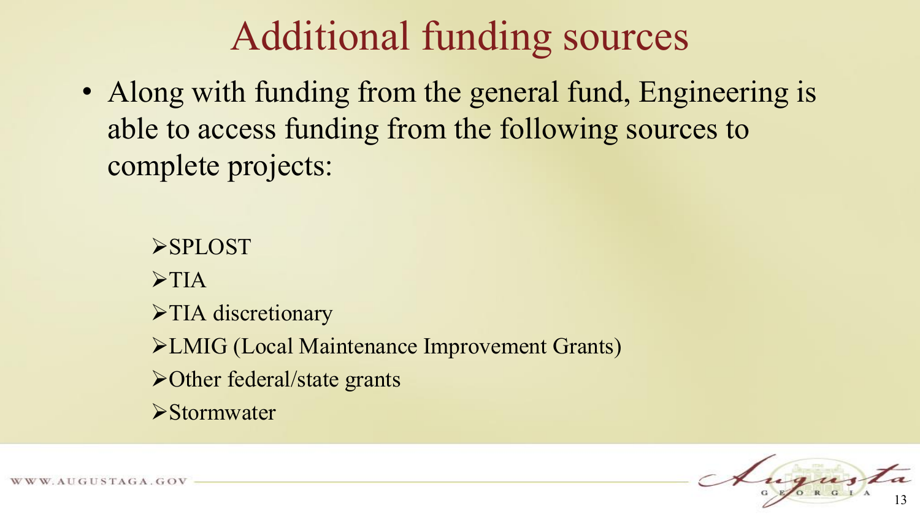# Additional funding sources

- Along with funding from the general fund, Engineering is able to access funding from the following sources to complete projects:

  - SPLOST
  - TIA
  - TIA discretionary
  - LMIG (Local Maintenance Improvement Grants)
  - Other federal/state grants
  - Stormwater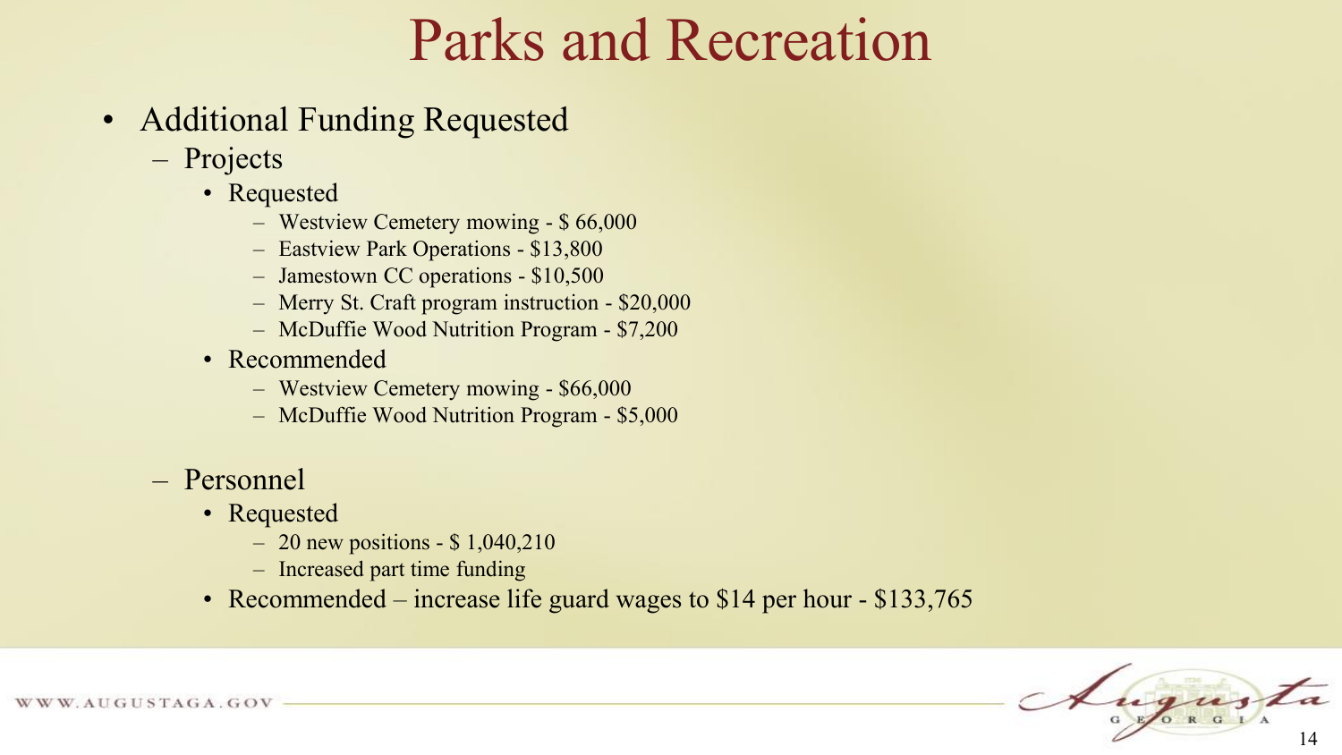# Parks and Recreation

- Additional Funding Requested
  - Projects
    - Requested
      - Westview Cemetery mowing - $ 66,000
      - Eastview Park Operations - $13,800
      - Jamestown CC operations - $10,500
      - Merry St. Craft program instruction - $20,000
      - McDuffie Wood Nutrition Program - $7,200
    - Recommended
      - Westview Cemetery mowing - $66,000
      - McDuffie Wood Nutrition Program - $5,000
  - Personnel
    - Requested
      - 20 new positions - $ 1,040,210
      - Increased part time funding
    - Recommended – increase life guard wages to $14 per hour - $133,765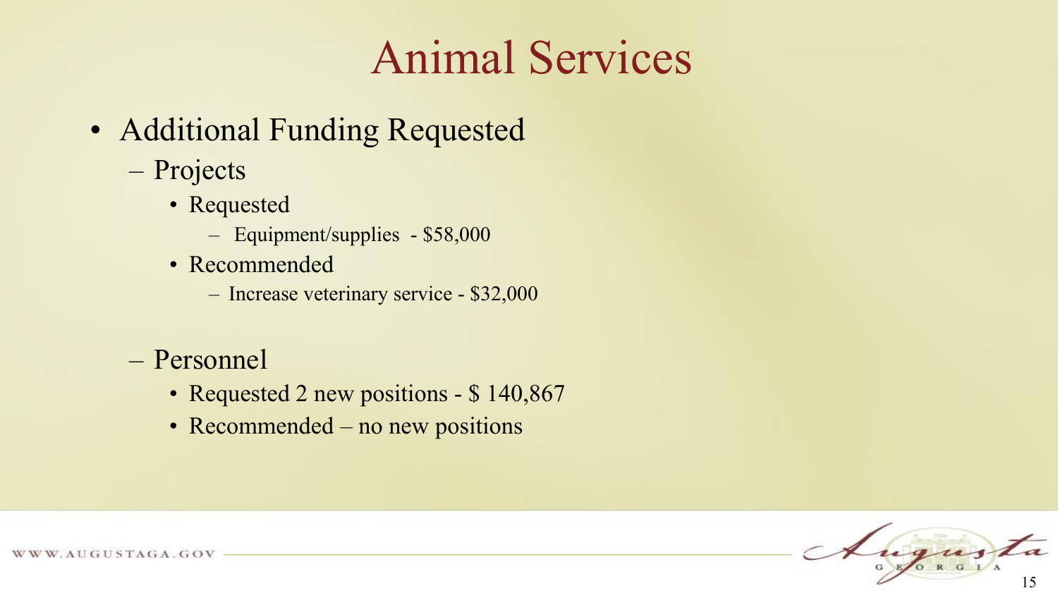# Animal Services

- Additional Funding Requested
  - Projects
    - Requested
      - Equipment/supplies - $58,000
    - Recommended
      - Increase veterinary service - $32,000
  - Personnel
    - Requested 2 new positions - $ 140,867
    - Recommended – no new positions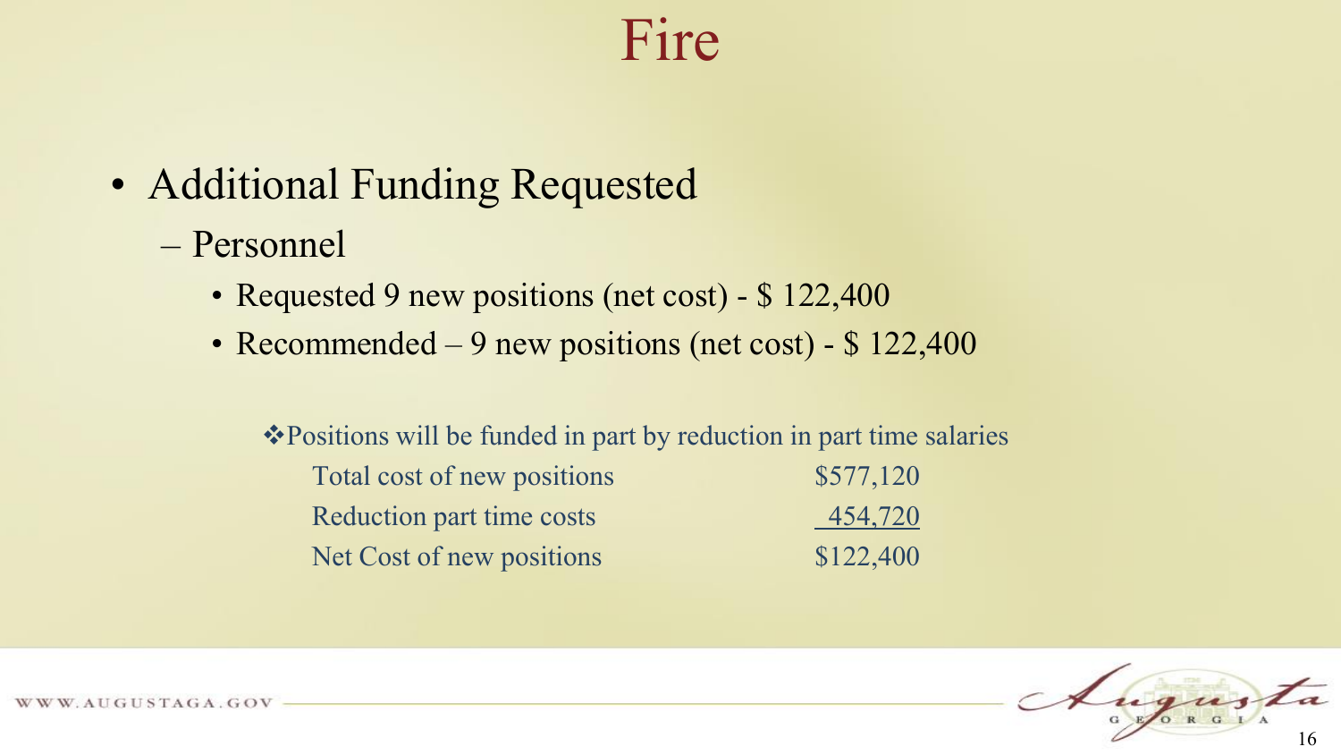# Fire

- Additional Funding Requested
  - Personnel
    - Requested 9 new positions (net cost) - $ 122,400
    - Recommended – 9 new positions (net cost) - $ 122,400

❖Positions will be funded in part by reduction in part time salaries

| | |
|---|---|
| Total cost of new positions | $577,120 |
| Reduction part time costs | 454,720 |
| Net Cost of new positions | $122,400 |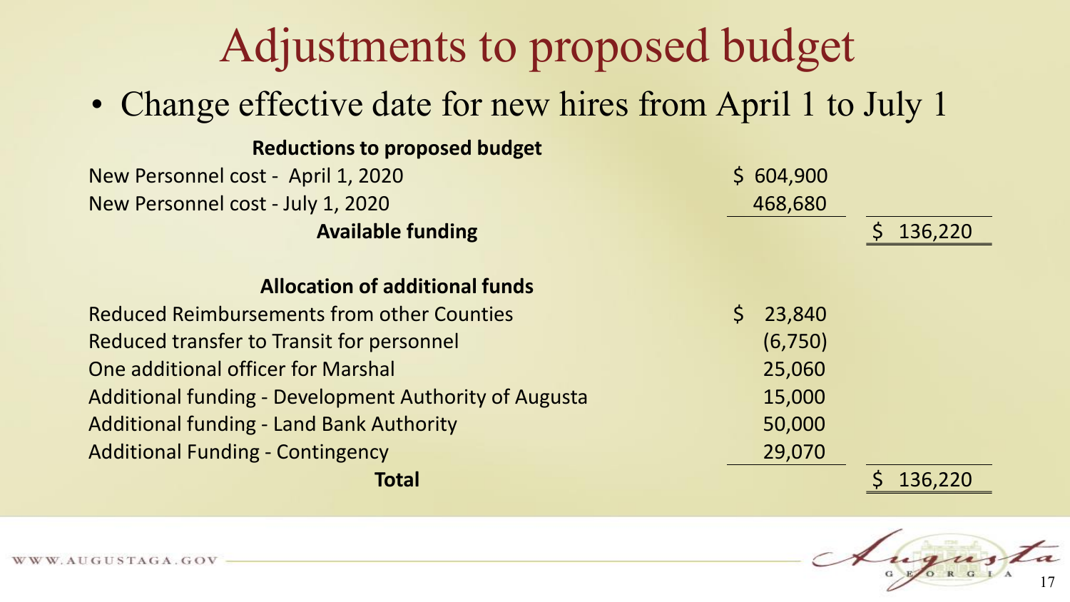# Adjustments to proposed budget

- Change effective date for new hires from April 1 to July 1

| Reductions to proposed budget | | |
|---|---|---|
| New Personnel cost - April 1, 2020 | $ 604,900 | |
| New Personnel cost - July 1, 2020 | 468,680 | |
| **Available funding** | | $ 136,220 |
| | | |
| **Allocation of additional funds** | | |
| Reduced Reimbursements from other Counties | $ 23,840 | |
| Reduced transfer to Transit for personnel | (6,750) | |
| One additional officer for Marshal | 25,060 | |
| Additional funding - Development Authority of Augusta | 15,000 | |
| Additional funding - Land Bank Authority | 50,000 | |
| Additional Funding - Contingency | 29,070 | |
| **Total** | | $ 136,220 |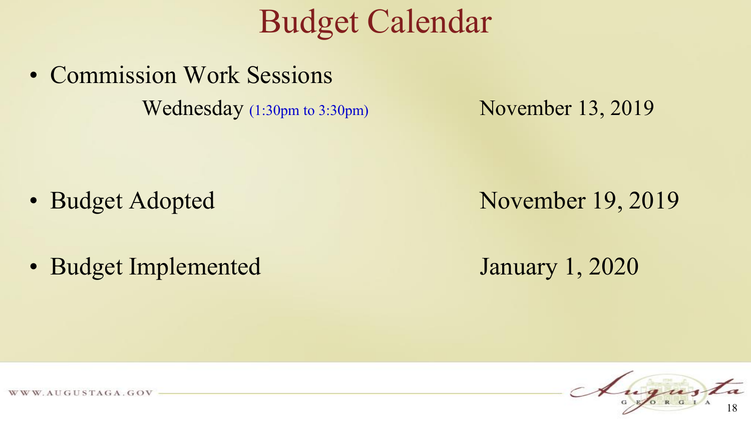# Budget Calendar

- Commission Work Sessions

  Wednesday (1:30pm to 3:30pm) — November 13, 2019

- Budget Adopted — November 19, 2019

- Budget Implemented — January 1, 2020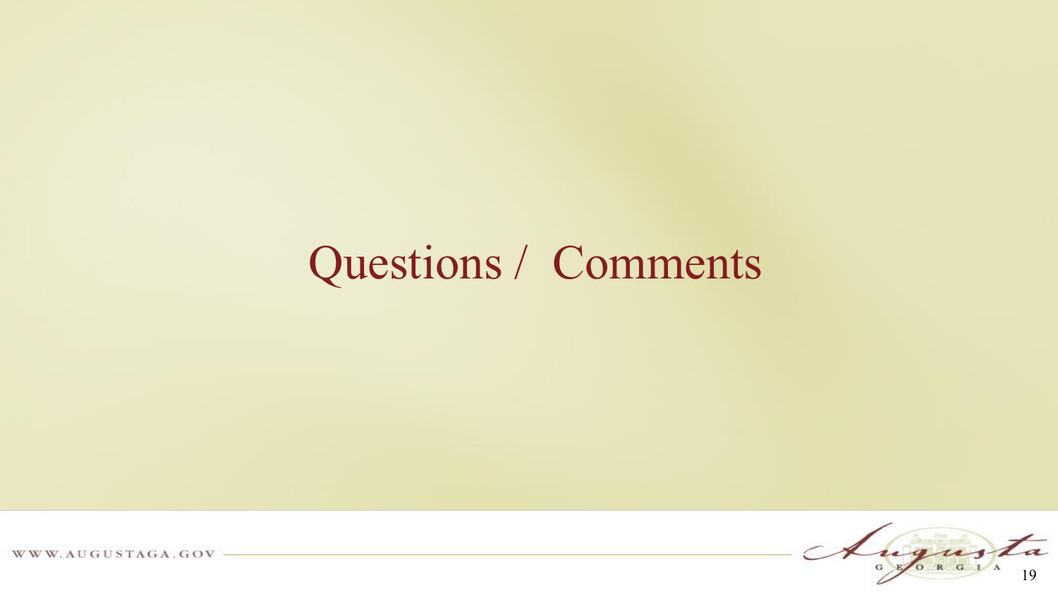# Questions / Comments